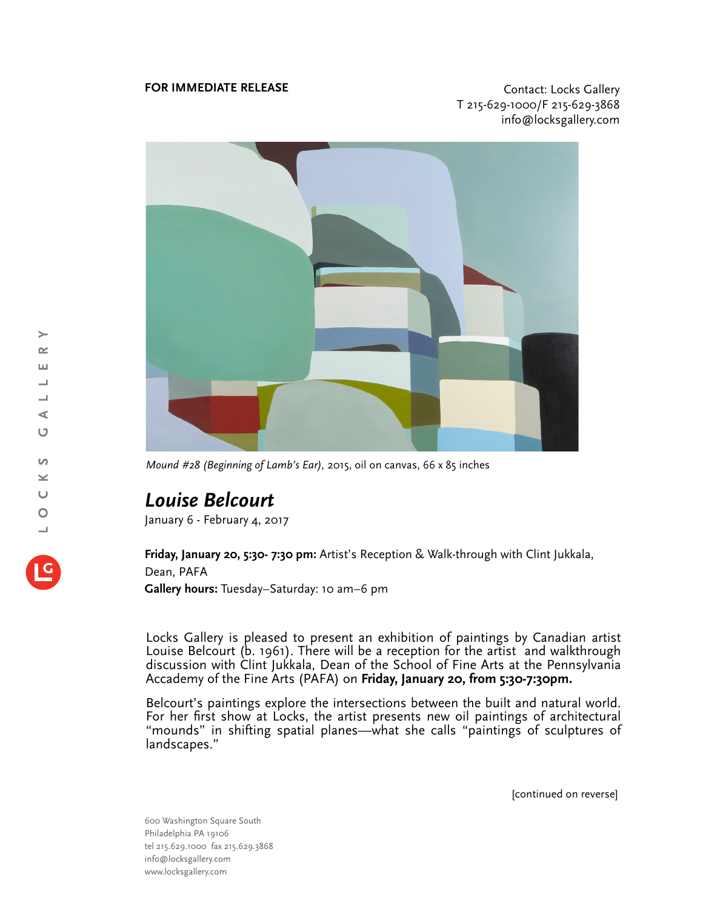**FOR IMMEDIATE RELEASE**

Contact: Locks Gallery
T 215-629-1000/F 215-629-3868
info@locksgallery.com

*Mound #28 (Beginning of Lamb's Ear),* 2015, oil on canvas, 66 x 85 inches

# *Louise Belcourt*

January 6 - February 4, 2017

**Friday, January 20, 5:30- 7:30 pm:** Artist's Reception & Walk-through with Clint Jukkala, Dean, PAFA

**Gallery hours:** Tuesday–Saturday: 10 am–6 pm

Locks Gallery is pleased to present an exhibition of paintings by Canadian artist Louise Belcourt (b. 1961). There will be a reception for the artist and walkthrough discussion with Clint Jukkala, Dean of the School of Fine Arts at the Pennsylvania Accademy of the Fine Arts (PAFA) on **Friday, January 20, from 5:30-7:30pm.**

Belcourt's paintings explore the intersections between the built and natural world. For her first show at Locks, the artist presents new oil paintings of architectural "mounds" in shifting spatial planes—what she calls "paintings of sculptures of landscapes."

[continued on reverse]

600 Washington Square South
Philadelphia PA 19106
tel 215.629.1000 fax 215.629.3868
info@locksgallery.com
www.locksgallery.com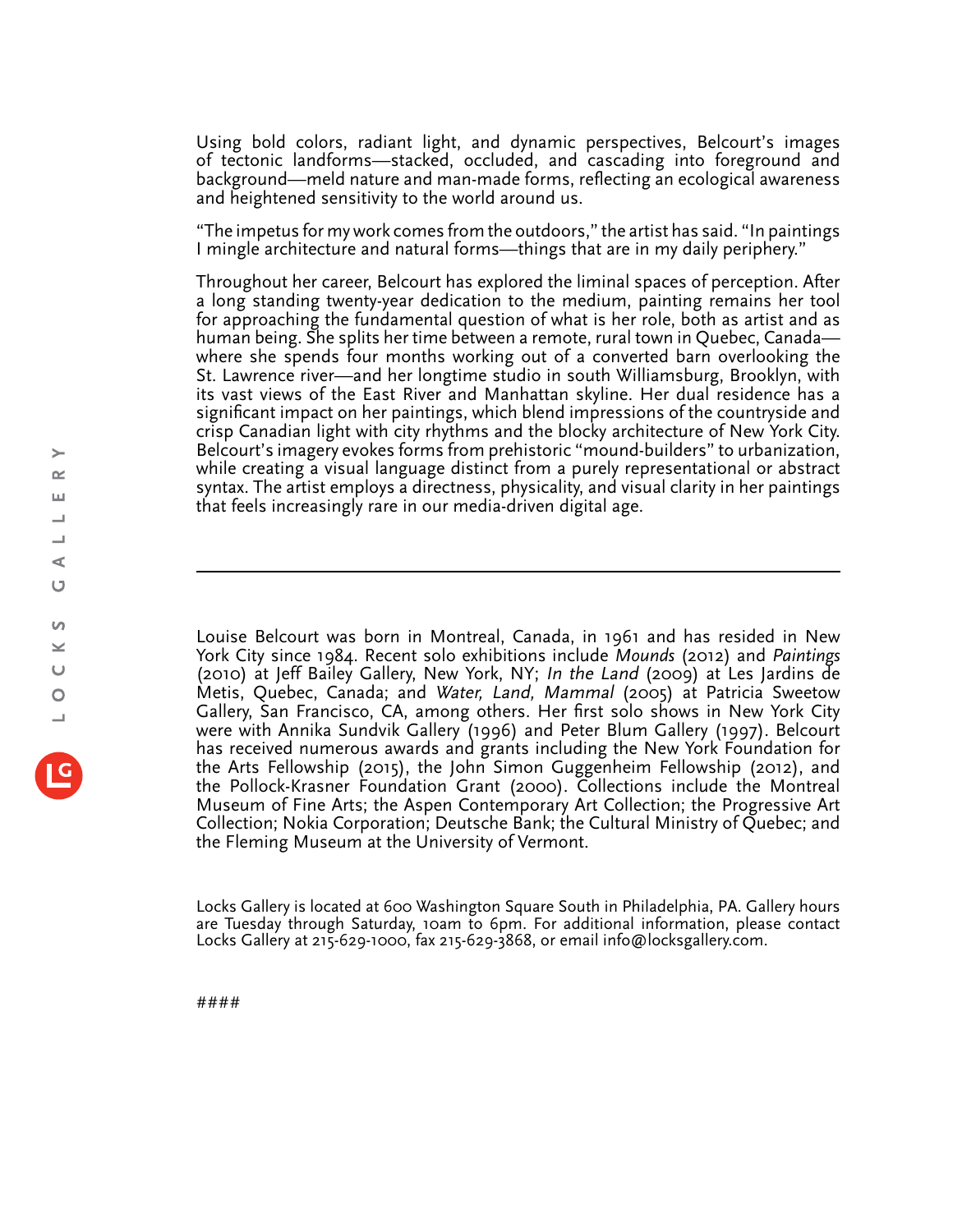Using bold colors, radiant light, and dynamic perspectives, Belcourt's images of tectonic landforms—stacked, occluded, and cascading into foreground and background—meld nature and man-made forms, reflecting an ecological awareness and heightened sensitivity to the world around us.

"The impetus for my work comes from the outdoors," the artist has said. "In paintings I mingle architecture and natural forms—things that are in my daily periphery."

Throughout her career, Belcourt has explored the liminal spaces of perception. After a long standing twenty-year dedication to the medium, painting remains her tool for approaching the fundamental question of what is her role, both as artist and as human being. She splits her time between a remote, rural town in Quebec, Canada—where she spends four months working out of a converted barn overlooking the St. Lawrence river—and her longtime studio in south Williamsburg, Brooklyn, with its vast views of the East River and Manhattan skyline. Her dual residence has a significant impact on her paintings, which blend impressions of the countryside and crisp Canadian light with city rhythms and the blocky architecture of New York City. Belcourt's imagery evokes forms from prehistoric "mound-builders" to urbanization, while creating a visual language distinct from a purely representational or abstract syntax. The artist employs a directness, physicality, and visual clarity in her paintings that feels increasingly rare in our media-driven digital age.

---

Louise Belcourt was born in Montreal, Canada, in 1961 and has resided in New York City since 1984. Recent solo exhibitions include *Mounds* (2012) and *Paintings* (2010) at Jeff Bailey Gallery, New York, NY; *In the Land* (2009) at Les Jardins de Metis, Quebec, Canada; and *Water, Land, Mammal* (2005) at Patricia Sweetow Gallery, San Francisco, CA, among others. Her first solo shows in New York City were with Annika Sundvik Gallery (1996) and Peter Blum Gallery (1997). Belcourt has received numerous awards and grants including the New York Foundation for the Arts Fellowship (2015), the John Simon Guggenheim Fellowship (2012), and the Pollock-Krasner Foundation Grant (2000). Collections include the Montreal Museum of Fine Arts; the Aspen Contemporary Art Collection; the Progressive Art Collection; Nokia Corporation; Deutsche Bank; the Cultural Ministry of Quebec; and the Fleming Museum at the University of Vermont.

Locks Gallery is located at 600 Washington Square South in Philadelphia, PA. Gallery hours are Tuesday through Saturday, 10am to 6pm. For additional information, please contact Locks Gallery at 215-629-1000, fax 215-629-3868, or email info@locksgallery.com.

####